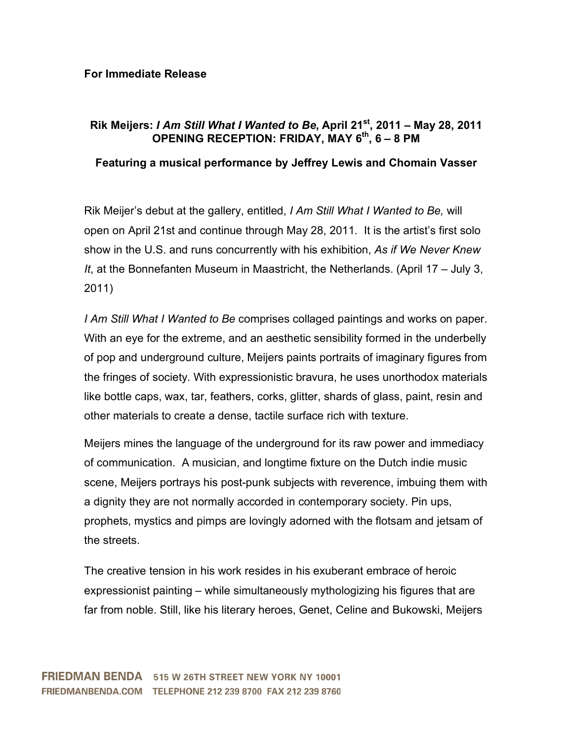**For Immediate Release**

**Rik Meijers: *I Am Still What I Wanted to Be*, April 21st, 2011 – May 28, 2011**
**OPENING RECEPTION: FRIDAY, MAY 6th, 6 – 8 PM**

**Featuring a musical performance by Jeffrey Lewis and Chomain Vasser**

Rik Meijer's debut at the gallery, entitled, *I Am Still What I Wanted to Be,* will open on April 21st and continue through May 28, 2011. It is the artist's first solo show in the U.S. and runs concurrently with his exhibition, *As if We Never Knew It*, at the Bonnefanten Museum in Maastricht, the Netherlands. (April 17 – July 3, 2011)

*I Am Still What I Wanted to Be* comprises collaged paintings and works on paper. With an eye for the extreme, and an aesthetic sensibility formed in the underbelly of pop and underground culture, Meijers paints portraits of imaginary figures from the fringes of society. With expressionistic bravura, he uses unorthodox materials like bottle caps, wax, tar, feathers, corks, glitter, shards of glass, paint, resin and other materials to create a dense, tactile surface rich with texture.

Meijers mines the language of the underground for its raw power and immediacy of communication. A musician, and longtime fixture on the Dutch indie music scene, Meijers portrays his post-punk subjects with reverence, imbuing them with a dignity they are not normally accorded in contemporary society. Pin ups, prophets, mystics and pimps are lovingly adorned with the flotsam and jetsam of the streets.

The creative tension in his work resides in his exuberant embrace of heroic expressionist painting – while simultaneously mythologizing his figures that are far from noble. Still, like his literary heroes, Genet, Celine and Bukowski, Meijers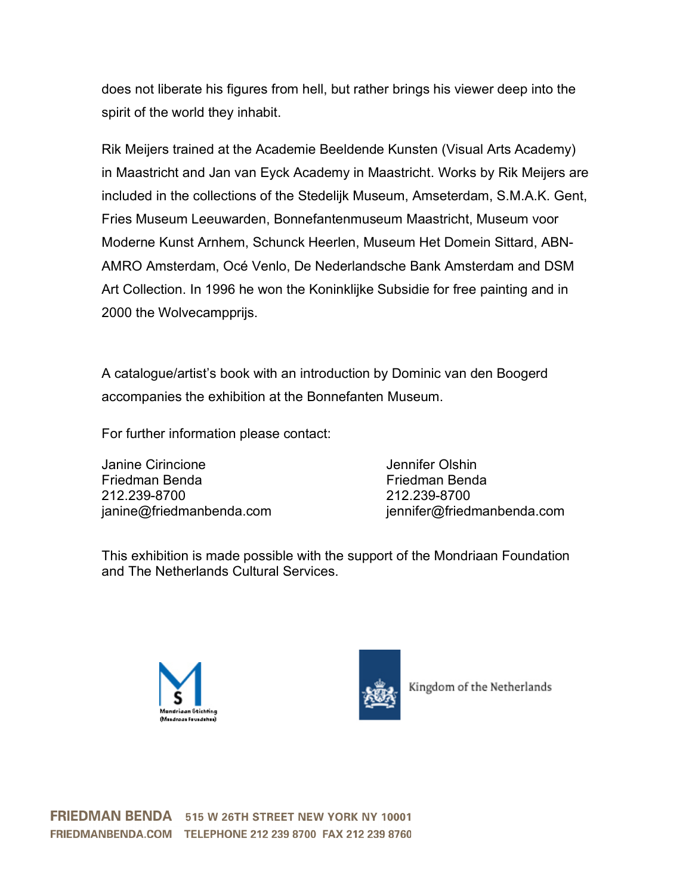does not liberate his figures from hell, but rather brings his viewer deep into the spirit of the world they inhabit.

Rik Meijers trained at the Academie Beeldende Kunsten (Visual Arts Academy) in Maastricht and Jan van Eyck Academy in Maastricht. Works by Rik Meijers are included in the collections of the Stedelijk Museum, Amseterdam, S.M.A.K. Gent, Fries Museum Leeuwarden, Bonnefantenmuseum Maastricht, Museum voor Moderne Kunst Arnhem, Schunck Heerlen, Museum Het Domein Sittard, ABN-AMRO Amsterdam, Océ Venlo, De Nederlandsche Bank Amsterdam and DSM Art Collection. In 1996 he won the Koninklijke Subsidie for free painting and in 2000 the Wolvecampprijs.

A catalogue/artist's book with an introduction by Dominic van den Boogerd accompanies the exhibition at the Bonnefanten Museum.

For further information please contact:

Janine Cirincione
Friedman Benda
212.239-8700
janine@friedmanbenda.com

Jennifer Olshin
Friedman Benda
212.239-8700
jennifer@friedmanbenda.com

This exhibition is made possible with the support of the Mondriaan Foundation and The Netherlands Cultural Services.

Mondriaan Stichting
(Mondriaan Foundation)

Kingdom of the Netherlands

**FRIEDMAN BENDA** 515 W 26TH STREET NEW YORK NY 10001
FRIEDMANBENDA.COM TELEPHONE 212 239 8700 FAX 212 239 8760